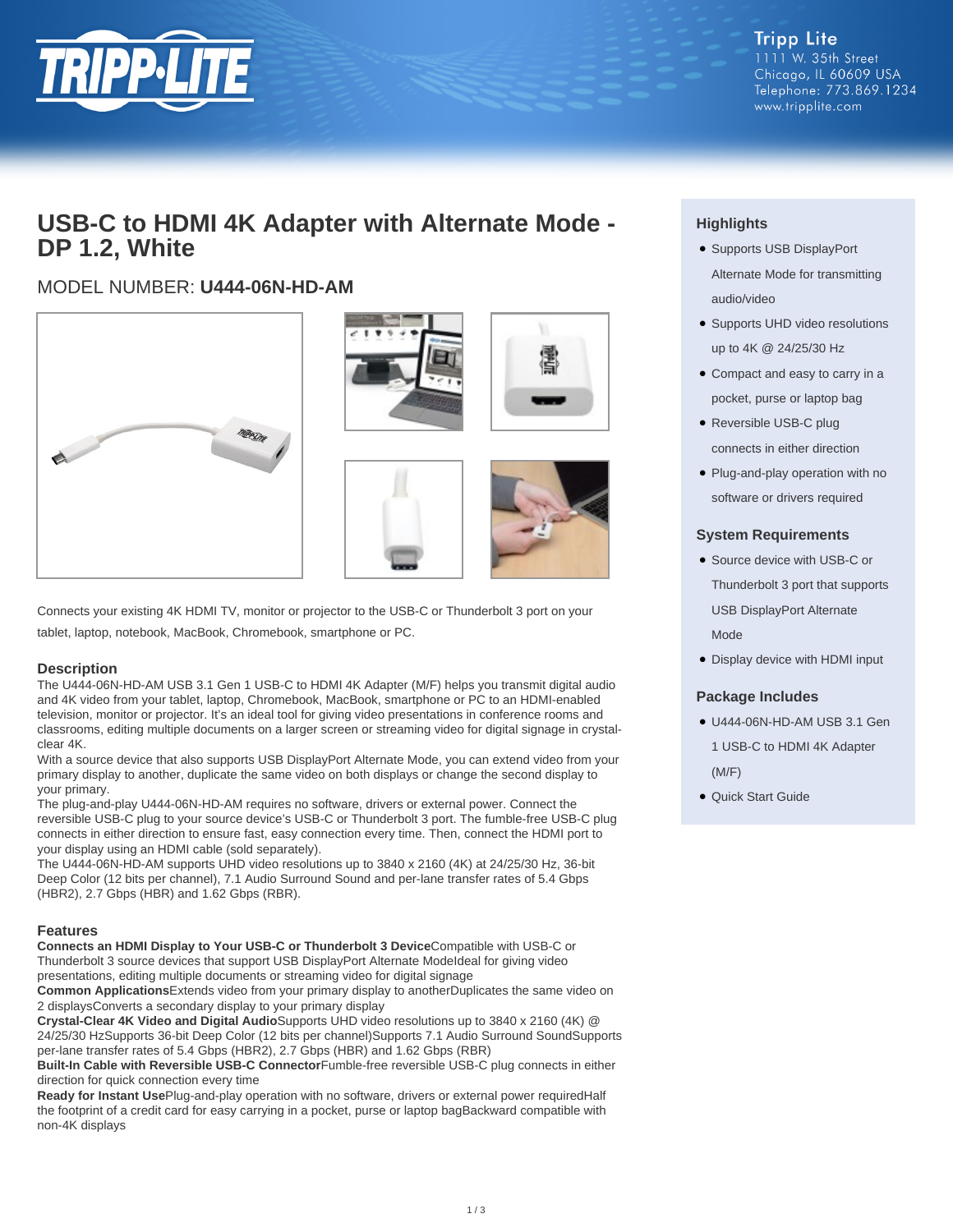Tripp Lite
1111 W. 35th Street
Chicago, IL 60609 USA
Telephone: 773.869.1234
www.tripplite.com

# USB-C to HDMI 4K Adapter with Alternate Mode - DP 1.2, White

## MODEL NUMBER: **U444-06N-HD-AM**

Connects your existing 4K HDMI TV, monitor or projector to the USB-C or Thunderbolt 3 port on your tablet, laptop, notebook, MacBook, Chromebook, smartphone or PC.

### Description

The U444-06N-HD-AM USB 3.1 Gen 1 USB-C to HDMI 4K Adapter (M/F) helps you transmit digital audio and 4K video from your tablet, laptop, Chromebook, MacBook, smartphone or PC to an HDMI-enabled television, monitor or projector. It's an ideal tool for giving video presentations in conference rooms and classrooms, editing multiple documents on a larger screen or streaming video for digital signage in crystal-clear 4K.

With a source device that also supports USB DisplayPort Alternate Mode, you can extend video from your primary display to another, duplicate the same video on both displays or change the second display to your primary.

The plug-and-play U444-06N-HD-AM requires no software, drivers or external power. Connect the reversible USB-C plug to your source device's USB-C or Thunderbolt 3 port. The fumble-free USB-C plug connects in either direction to ensure fast, easy connection every time. Then, connect the HDMI port to your display using an HDMI cable (sold separately).

The U444-06N-HD-AM supports UHD video resolutions up to 3840 x 2160 (4K) at 24/25/30 Hz, 36-bit Deep Color (12 bits per channel), 7.1 Audio Surround Sound and per-lane transfer rates of 5.4 Gbps (HBR2), 2.7 Gbps (HBR) and 1.62 Gbps (RBR).

### Features

**Connects an HDMI Display to Your USB-C or Thunderbolt 3 Device**Compatible with USB-C or Thunderbolt 3 source devices that support USB DisplayPort Alternate ModeIdeal for giving video presentations, editing multiple documents or streaming video for digital signage

**Common Applications**Extends video from your primary display to anotherDuplicates the same video on 2 displaysConverts a secondary display to your primary display

**Crystal-Clear 4K Video and Digital Audio**Supports UHD video resolutions up to 3840 x 2160 (4K) @ 24/25/30 HzSupports 36-bit Deep Color (12 bits per channel)Supports 7.1 Audio Surround SoundSupports per-lane transfer rates of 5.4 Gbps (HBR2), 2.7 Gbps (HBR) and 1.62 Gbps (RBR)

**Built-In Cable with Reversible USB-C Connector**Fumble-free reversible USB-C plug connects in either direction for quick connection every time

**Ready for Instant Use**Plug-and-play operation with no software, drivers or external power requiredHalf the footprint of a credit card for easy carrying in a pocket, purse or laptop bagBackward compatible with non-4K displays

### Highlights

- Supports USB DisplayPort Alternate Mode for transmitting audio/video
- Supports UHD video resolutions up to 4K @ 24/25/30 Hz
- Compact and easy to carry in a pocket, purse or laptop bag
- Reversible USB-C plug connects in either direction
- Plug-and-play operation with no software or drivers required

### System Requirements

- Source device with USB-C or Thunderbolt 3 port that supports USB DisplayPort Alternate Mode
- Display device with HDMI input

### Package Includes

- U444-06N-HD-AM USB 3.1 Gen 1 USB-C to HDMI 4K Adapter (M/F)
- Quick Start Guide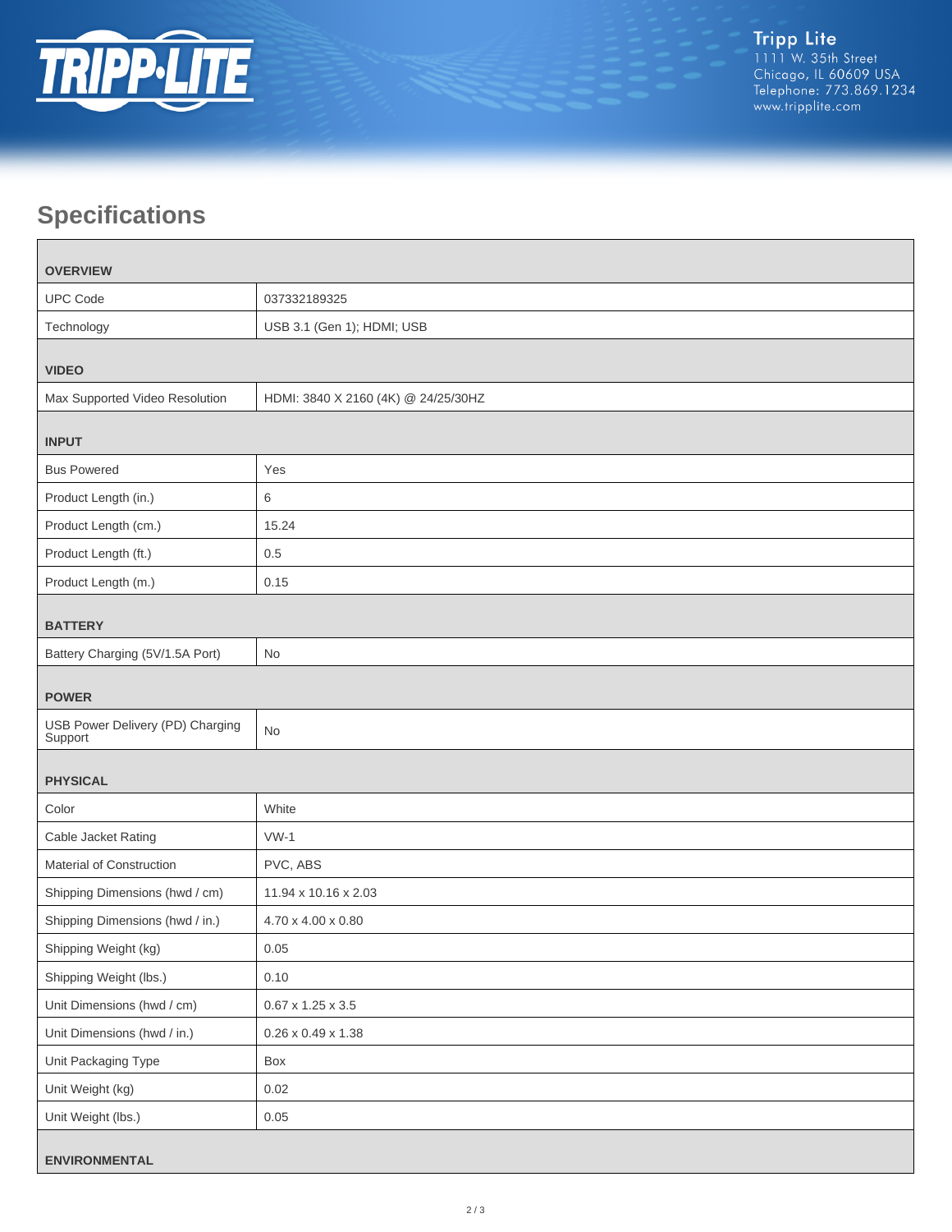## Specifications

| OVERVIEW | |
|---|---|
| UPC Code | 037332189325 |
| Technology | USB 3.1 (Gen 1); HDMI; USB |
| **VIDEO** | |
| Max Supported Video Resolution | HDMI: 3840 X 2160 (4K) @ 24/25/30HZ |
| **INPUT** | |
| Bus Powered | Yes |
| Product Length (in.) | 6 |
| Product Length (cm.) | 15.24 |
| Product Length (ft.) | 0.5 |
| Product Length (m.) | 0.15 |
| **BATTERY** | |
| Battery Charging (5V/1.5A Port) | No |
| **POWER** | |
| USB Power Delivery (PD) Charging Support | No |
| **PHYSICAL** | |
| Color | White |
| Cable Jacket Rating | VW-1 |
| Material of Construction | PVC, ABS |
| Shipping Dimensions (hwd / cm) | 11.94 x 10.16 x 2.03 |
| Shipping Dimensions (hwd / in.) | 4.70 x 4.00 x 0.80 |
| Shipping Weight (kg) | 0.05 |
| Shipping Weight (lbs.) | 0.10 |
| Unit Dimensions (hwd / cm) | 0.67 x 1.25 x 3.5 |
| Unit Dimensions (hwd / in.) | 0.26 x 0.49 x 1.38 |
| Unit Packaging Type | Box |
| Unit Weight (kg) | 0.02 |
| Unit Weight (lbs.) | 0.05 |
| **ENVIRONMENTAL** | |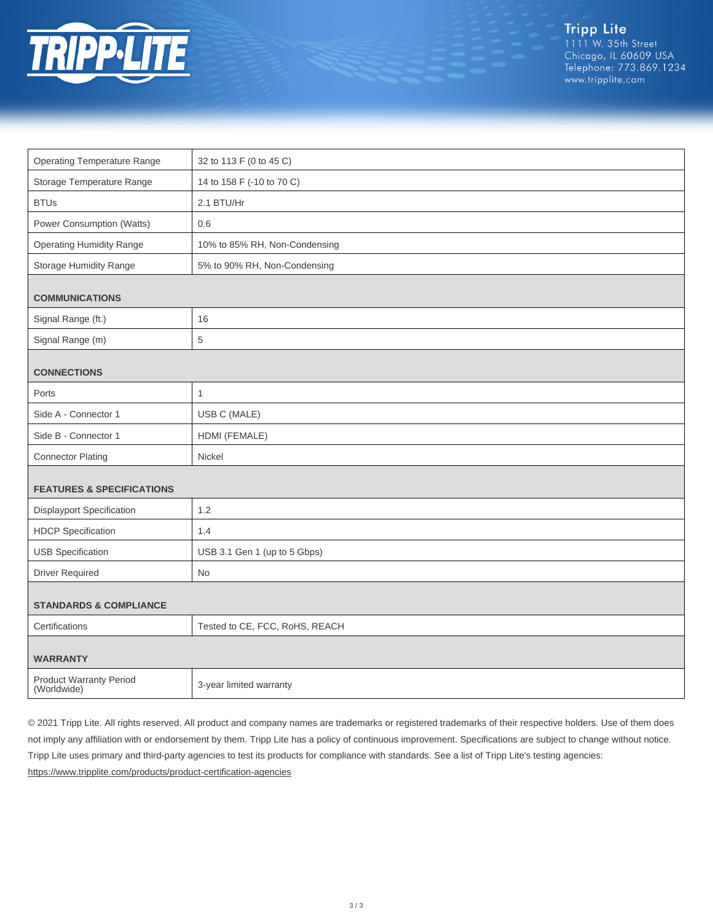| | |
|---|---|
| Operating Temperature Range | 32 to 113 F (0 to 45 C) |
| Storage Temperature Range | 14 to 158 F (-10 to 70 C) |
| BTUs | 2.1 BTU/Hr |
| Power Consumption (Watts) | 0.6 |
| Operating Humidity Range | 10% to 85% RH, Non-Condensing |
| Storage Humidity Range | 5% to 90% RH, Non-Condensing |
| **COMMUNICATIONS** | |
| Signal Range (ft.) | 16 |
| Signal Range (m) | 5 |
| **CONNECTIONS** | |
| Ports | 1 |
| Side A - Connector 1 | USB C (MALE) |
| Side B - Connector 1 | HDMI (FEMALE) |
| Connector Plating | Nickel |
| **FEATURES & SPECIFICATIONS** | |
| Displayport Specification | 1.2 |
| HDCP Specification | 1.4 |
| USB Specification | USB 3.1 Gen 1 (up to 5 Gbps) |
| Driver Required | No |
| **STANDARDS & COMPLIANCE** | |
| Certifications | Tested to CE, FCC, RoHS, REACH |
| **WARRANTY** | |
| Product Warranty Period (Worldwide) | 3-year limited warranty |

© 2021 Tripp Lite. All rights reserved. All product and company names are trademarks or registered trademarks of their respective holders. Use of them does not imply any affiliation with or endorsement by them. Tripp Lite has a policy of continuous improvement. Specifications are subject to change without notice. Tripp Lite uses primary and third-party agencies to test its products for compliance with standards. See a list of Tripp Lite's testing agencies: https://www.tripplite.com/products/product-certification-agencies